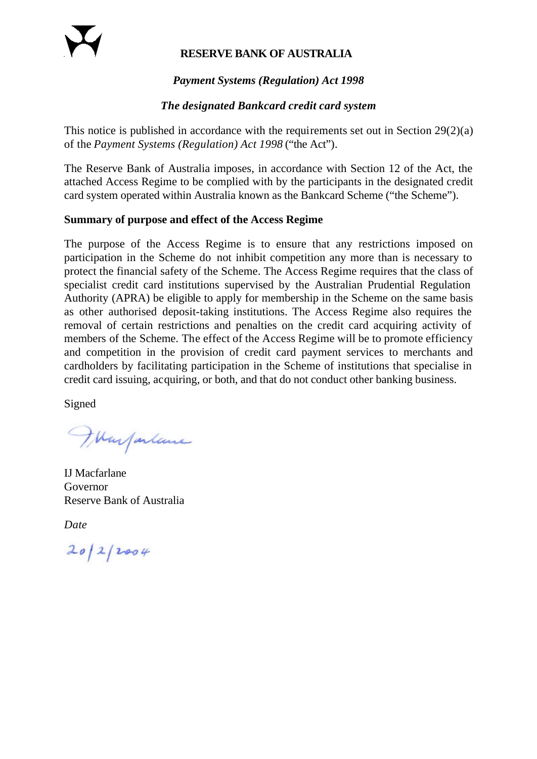# RESERVE BANK OF AUSTRALIA

***Payment Systems (Regulation) Act 1998***

***The designated Bankcard credit card system***

This notice is published in accordance with the requirements set out in Section 29(2)(a) of the *Payment Systems (Regulation) Act 1998* ("the Act").

The Reserve Bank of Australia imposes, in accordance with Section 12 of the Act, the attached Access Regime to be complied with by the participants in the designated credit card system operated within Australia known as the Bankcard Scheme ("the Scheme").

**Summary of purpose and effect of the Access Regime**

The purpose of the Access Regime is to ensure that any restrictions imposed on participation in the Scheme do not inhibit competition any more than is necessary to protect the financial safety of the Scheme. The Access Regime requires that the class of specialist credit card institutions supervised by the Australian Prudential Regulation Authority (APRA) be eligible to apply for membership in the Scheme on the same basis as other authorised deposit-taking institutions. The Access Regime also requires the removal of certain restrictions and penalties on the credit card acquiring activity of members of the Scheme. The effect of the Access Regime will be to promote efficiency and competition in the provision of credit card payment services to merchants and cardholders by facilitating participation in the Scheme of institutions that specialise in credit card issuing, acquiring, or both, and that do not conduct other banking business.

Signed

IJ Macfarlane
Governor
Reserve Bank of Australia

*Date*

20/2/2004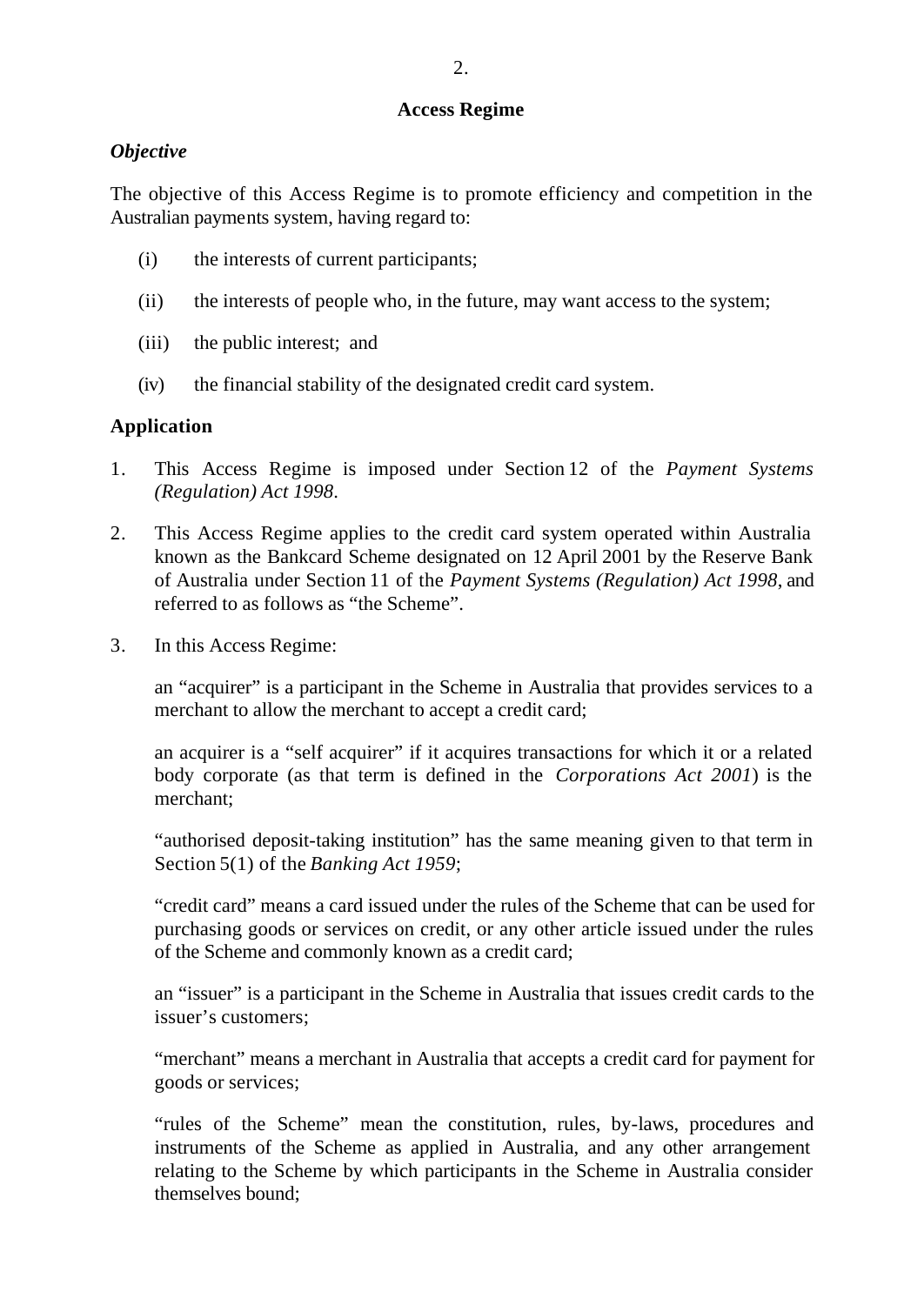## Access Regime

### *Objective*

The objective of this Access Regime is to promote efficiency and competition in the Australian payments system, having regard to:

(i) the interests of current participants;

(ii) the interests of people who, in the future, may want access to the system;

(iii) the public interest; and

(iv) the financial stability of the designated credit card system.

### Application

1. This Access Regime is imposed under Section 12 of the *Payment Systems (Regulation) Act 1998*.

2. This Access Regime applies to the credit card system operated within Australia known as the Bankcard Scheme designated on 12 April 2001 by the Reserve Bank of Australia under Section 11 of the *Payment Systems (Regulation) Act 1998*, and referred to as follows as "the Scheme".

3. In this Access Regime:

   an "acquirer" is a participant in the Scheme in Australia that provides services to a merchant to allow the merchant to accept a credit card;

   an acquirer is a "self acquirer" if it acquires transactions for which it or a related body corporate (as that term is defined in the *Corporations Act 2001*) is the merchant;

   "authorised deposit-taking institution" has the same meaning given to that term in Section 5(1) of the *Banking Act 1959*;

   "credit card" means a card issued under the rules of the Scheme that can be used for purchasing goods or services on credit, or any other article issued under the rules of the Scheme and commonly known as a credit card;

   an "issuer" is a participant in the Scheme in Australia that issues credit cards to the issuer's customers;

   "merchant" means a merchant in Australia that accepts a credit card for payment for goods or services;

   "rules of the Scheme" mean the constitution, rules, by-laws, procedures and instruments of the Scheme as applied in Australia, and any other arrangement relating to the Scheme by which participants in the Scheme in Australia consider themselves bound;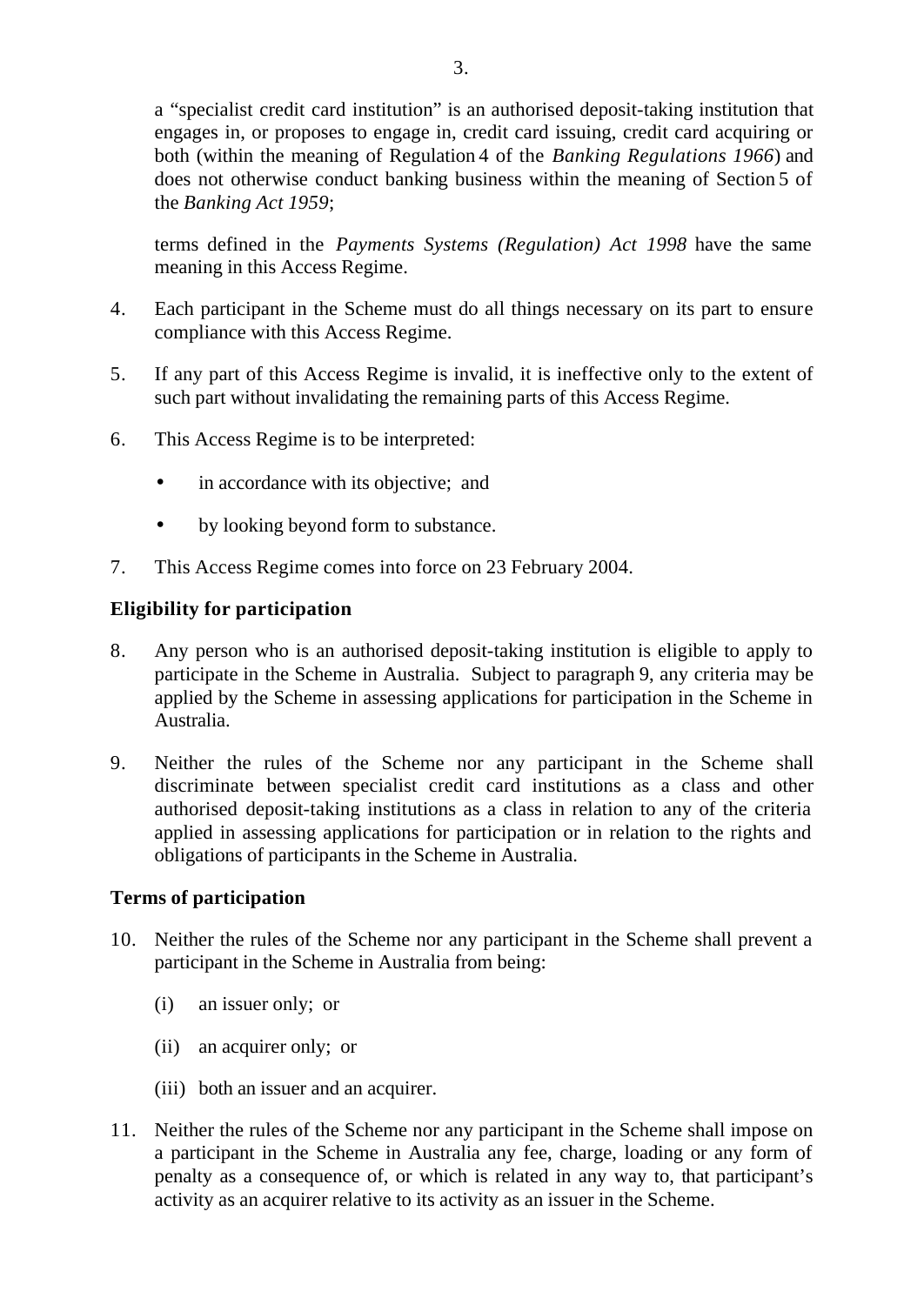a "specialist credit card institution" is an authorised deposit-taking institution that engages in, or proposes to engage in, credit card issuing, credit card acquiring or both (within the meaning of Regulation 4 of the *Banking Regulations 1966*) and does not otherwise conduct banking business within the meaning of Section 5 of the *Banking Act 1959*;

terms defined in the *Payments Systems (Regulation) Act 1998* have the same meaning in this Access Regime.

4. Each participant in the Scheme must do all things necessary on its part to ensure compliance with this Access Regime.

5. If any part of this Access Regime is invalid, it is ineffective only to the extent of such part without invalidating the remaining parts of this Access Regime.

6. This Access Regime is to be interpreted:

   - in accordance with its objective; and
   - by looking beyond form to substance.

7. This Access Regime comes into force on 23 February 2004.

**Eligibility for participation**

8. Any person who is an authorised deposit-taking institution is eligible to apply to participate in the Scheme in Australia. Subject to paragraph 9, any criteria may be applied by the Scheme in assessing applications for participation in the Scheme in Australia.

9. Neither the rules of the Scheme nor any participant in the Scheme shall discriminate between specialist credit card institutions as a class and other authorised deposit-taking institutions as a class in relation to any of the criteria applied in assessing applications for participation or in relation to the rights and obligations of participants in the Scheme in Australia.

**Terms of participation**

10. Neither the rules of the Scheme nor any participant in the Scheme shall prevent a participant in the Scheme in Australia from being:

    (i) an issuer only; or

    (ii) an acquirer only; or

    (iii) both an issuer and an acquirer.

11. Neither the rules of the Scheme nor any participant in the Scheme shall impose on a participant in the Scheme in Australia any fee, charge, loading or any form of penalty as a consequence of, or which is related in any way to, that participant's activity as an acquirer relative to its activity as an issuer in the Scheme.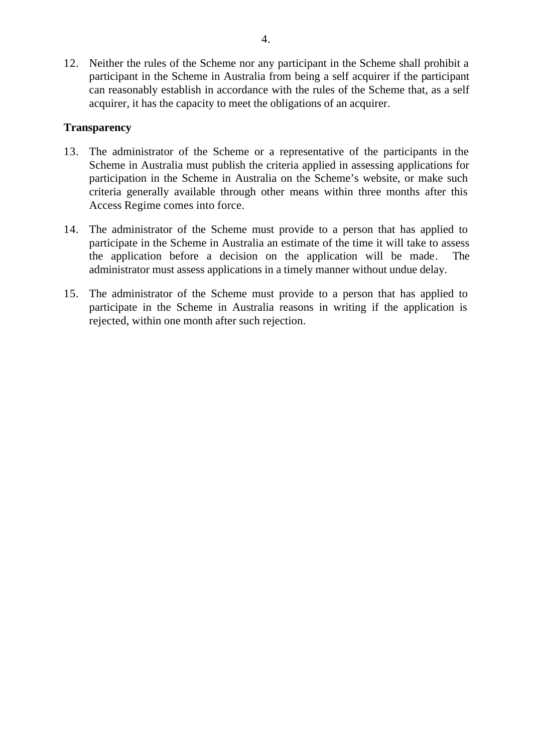12. Neither the rules of the Scheme nor any participant in the Scheme shall prohibit a participant in the Scheme in Australia from being a self acquirer if the participant can reasonably establish in accordance with the rules of the Scheme that, as a self acquirer, it has the capacity to meet the obligations of an acquirer.

**Transparency**

13. The administrator of the Scheme or a representative of the participants in the Scheme in Australia must publish the criteria applied in assessing applications for participation in the Scheme in Australia on the Scheme's website, or make such criteria generally available through other means within three months after this Access Regime comes into force.

14. The administrator of the Scheme must provide to a person that has applied to participate in the Scheme in Australia an estimate of the time it will take to assess the application before a decision on the application will be made. The administrator must assess applications in a timely manner without undue delay.

15. The administrator of the Scheme must provide to a person that has applied to participate in the Scheme in Australia reasons in writing if the application is rejected, within one month after such rejection.